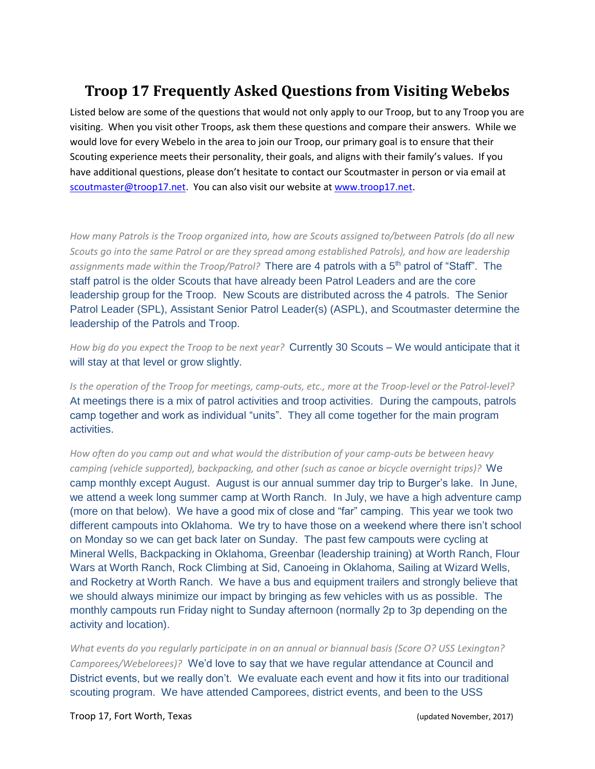# Troop 17 Frequently Asked Questions from Visiting Webelos

Listed below are some of the questions that would not only apply to our Troop, but to any Troop you are visiting. When you visit other Troops, ask them these questions and compare their answers. While we would love for every Webelo in the area to join our Troop, our primary goal is to ensure that their Scouting experience meets their personality, their goals, and aligns with their family's values. If you have additional questions, please don't hesitate to contact our Scoutmaster in person or via email at scoutmaster@troop17.net. You can also visit our website at www.troop17.net.

*How many Patrols is the Troop organized into, how are Scouts assigned to/between Patrols (do all new Scouts go into the same Patrol or are they spread among established Patrols), and how are leadership assignments made within the Troop/Patrol?* There are 4 patrols with a 5th patrol of "Staff". The staff patrol is the older Scouts that have already been Patrol Leaders and are the core leadership group for the Troop. New Scouts are distributed across the 4 patrols. The Senior Patrol Leader (SPL), Assistant Senior Patrol Leader(s) (ASPL), and Scoutmaster determine the leadership of the Patrols and Troop.

*How big do you expect the Troop to be next year?* Currently 30 Scouts – We would anticipate that it will stay at that level or grow slightly.

*Is the operation of the Troop for meetings, camp-outs, etc., more at the Troop-level or the Patrol-level?* At meetings there is a mix of patrol activities and troop activities. During the campouts, patrols camp together and work as individual "units". They all come together for the main program activities.

*How often do you camp out and what would the distribution of your camp-outs be between heavy camping (vehicle supported), backpacking, and other (such as canoe or bicycle overnight trips)?* We camp monthly except August. August is our annual summer day trip to Burger's lake. In June, we attend a week long summer camp at Worth Ranch. In July, we have a high adventure camp (more on that below). We have a good mix of close and "far" camping. This year we took two different campouts into Oklahoma. We try to have those on a weekend where there isn't school on Monday so we can get back later on Sunday. The past few campouts were cycling at Mineral Wells, Backpacking in Oklahoma, Greenbar (leadership training) at Worth Ranch, Flour Wars at Worth Ranch, Rock Climbing at Sid, Canoeing in Oklahoma, Sailing at Wizard Wells, and Rocketry at Worth Ranch. We have a bus and equipment trailers and strongly believe that we should always minimize our impact by bringing as few vehicles with us as possible. The monthly campouts run Friday night to Sunday afternoon (normally 2p to 3p depending on the activity and location).

*What events do you regularly participate in on an annual or biannual basis (Score O? USS Lexington? Camporees/Webelorees)?* We'd love to say that we have regular attendance at Council and District events, but we really don't. We evaluate each event and how it fits into our traditional scouting program. We have attended Camporees, district events, and been to the USS

Troop 17, Fort Worth, Texas (updated November, 2017)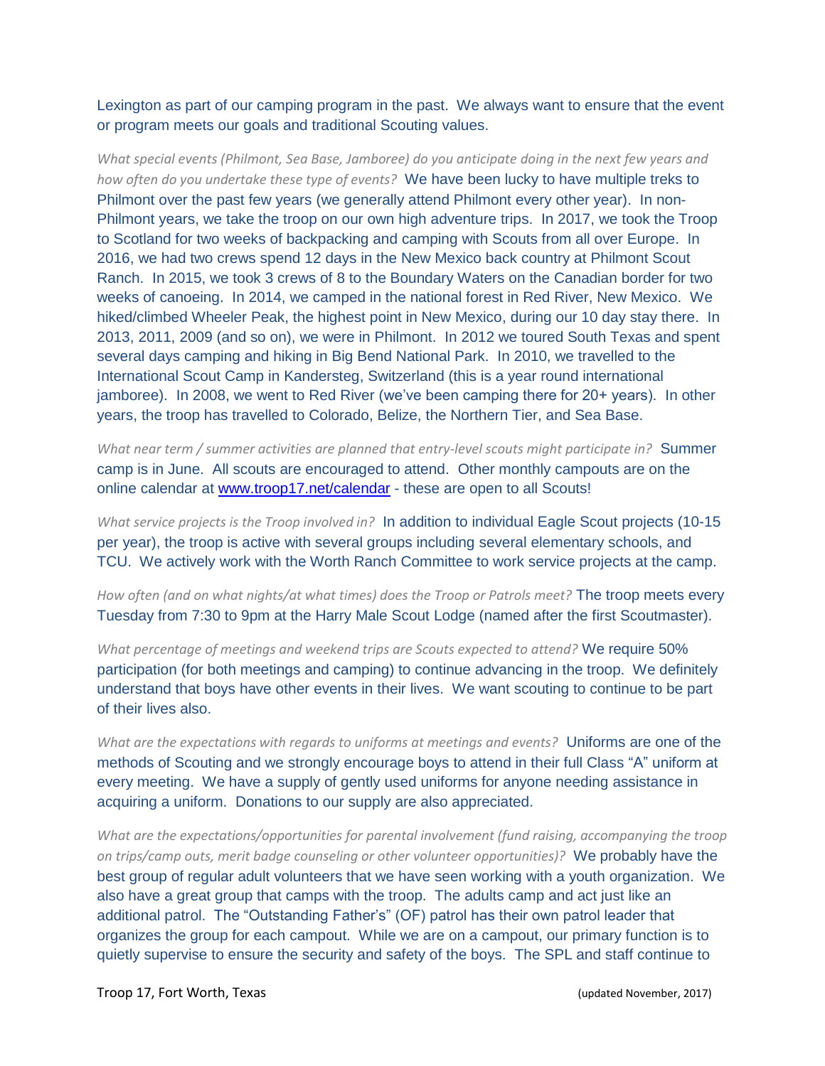Lexington as part of our camping program in the past. We always want to ensure that the event or program meets our goals and traditional Scouting values.

*What special events (Philmont, Sea Base, Jamboree) do you anticipate doing in the next few years and how often do you undertake these type of events?* We have been lucky to have multiple treks to Philmont over the past few years (we generally attend Philmont every other year). In non-Philmont years, we take the troop on our own high adventure trips. In 2017, we took the Troop to Scotland for two weeks of backpacking and camping with Scouts from all over Europe. In 2016, we had two crews spend 12 days in the New Mexico back country at Philmont Scout Ranch. In 2015, we took 3 crews of 8 to the Boundary Waters on the Canadian border for two weeks of canoeing. In 2014, we camped in the national forest in Red River, New Mexico. We hiked/climbed Wheeler Peak, the highest point in New Mexico, during our 10 day stay there. In 2013, 2011, 2009 (and so on), we were in Philmont. In 2012 we toured South Texas and spent several days camping and hiking in Big Bend National Park. In 2010, we travelled to the International Scout Camp in Kandersteg, Switzerland (this is a year round international jamboree). In 2008, we went to Red River (we've been camping there for 20+ years). In other years, the troop has travelled to Colorado, Belize, the Northern Tier, and Sea Base.

*What near term / summer activities are planned that entry-level scouts might participate in?* Summer camp is in June. All scouts are encouraged to attend. Other monthly campouts are on the online calendar at [www.troop17.net/calendar](www.troop17.net/calendar) - these are open to all Scouts!

*What service projects is the Troop involved in?* In addition to individual Eagle Scout projects (10-15 per year), the troop is active with several groups including several elementary schools, and TCU. We actively work with the Worth Ranch Committee to work service projects at the camp.

*How often (and on what nights/at what times) does the Troop or Patrols meet?* The troop meets every Tuesday from 7:30 to 9pm at the Harry Male Scout Lodge (named after the first Scoutmaster).

*What percentage of meetings and weekend trips are Scouts expected to attend?* We require 50% participation (for both meetings and camping) to continue advancing in the troop. We definitely understand that boys have other events in their lives. We want scouting to continue to be part of their lives also.

*What are the expectations with regards to uniforms at meetings and events?* Uniforms are one of the methods of Scouting and we strongly encourage boys to attend in their full Class "A" uniform at every meeting. We have a supply of gently used uniforms for anyone needing assistance in acquiring a uniform. Donations to our supply are also appreciated.

*What are the expectations/opportunities for parental involvement (fund raising, accompanying the troop on trips/camp outs, merit badge counseling or other volunteer opportunities)?* We probably have the best group of regular adult volunteers that we have seen working with a youth organization. We also have a great group that camps with the troop. The adults camp and act just like an additional patrol. The "Outstanding Father's" (OF) patrol has their own patrol leader that organizes the group for each campout. While we are on a campout, our primary function is to quietly supervise to ensure the security and safety of the boys. The SPL and staff continue to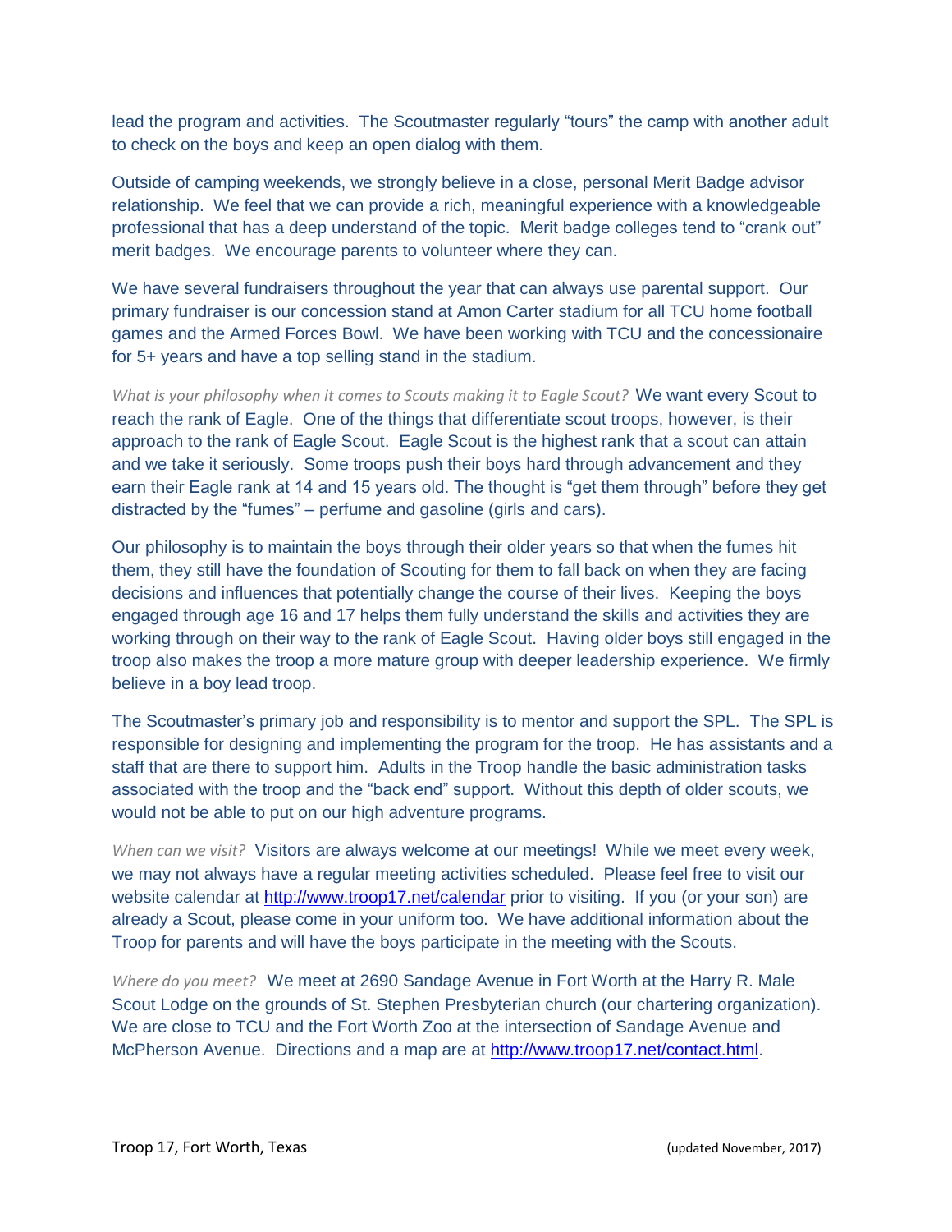lead the program and activities. The Scoutmaster regularly "tours" the camp with another adult to check on the boys and keep an open dialog with them.

Outside of camping weekends, we strongly believe in a close, personal Merit Badge advisor relationship. We feel that we can provide a rich, meaningful experience with a knowledgeable professional that has a deep understand of the topic. Merit badge colleges tend to "crank out" merit badges. We encourage parents to volunteer where they can.

We have several fundraisers throughout the year that can always use parental support. Our primary fundraiser is our concession stand at Amon Carter stadium for all TCU home football games and the Armed Forces Bowl. We have been working with TCU and the concessionaire for 5+ years and have a top selling stand in the stadium.

*What is your philosophy when it comes to Scouts making it to Eagle Scout?* We want every Scout to reach the rank of Eagle. One of the things that differentiate scout troops, however, is their approach to the rank of Eagle Scout. Eagle Scout is the highest rank that a scout can attain and we take it seriously. Some troops push their boys hard through advancement and they earn their Eagle rank at 14 and 15 years old. The thought is "get them through" before they get distracted by the "fumes" – perfume and gasoline (girls and cars).

Our philosophy is to maintain the boys through their older years so that when the fumes hit them, they still have the foundation of Scouting for them to fall back on when they are facing decisions and influences that potentially change the course of their lives. Keeping the boys engaged through age 16 and 17 helps them fully understand the skills and activities they are working through on their way to the rank of Eagle Scout. Having older boys still engaged in the troop also makes the troop a more mature group with deeper leadership experience. We firmly believe in a boy lead troop.

The Scoutmaster's primary job and responsibility is to mentor and support the SPL. The SPL is responsible for designing and implementing the program for the troop. He has assistants and a staff that are there to support him. Adults in the Troop handle the basic administration tasks associated with the troop and the "back end" support. Without this depth of older scouts, we would not be able to put on our high adventure programs.

*When can we visit?* Visitors are always welcome at our meetings! While we meet every week, we may not always have a regular meeting activities scheduled. Please feel free to visit our website calendar at http://www.troop17.net/calendar prior to visiting. If you (or your son) are already a Scout, please come in your uniform too. We have additional information about the Troop for parents and will have the boys participate in the meeting with the Scouts.

*Where do you meet?* We meet at 2690 Sandage Avenue in Fort Worth at the Harry R. Male Scout Lodge on the grounds of St. Stephen Presbyterian church (our chartering organization). We are close to TCU and the Fort Worth Zoo at the intersection of Sandage Avenue and McPherson Avenue. Directions and a map are at http://www.troop17.net/contact.html.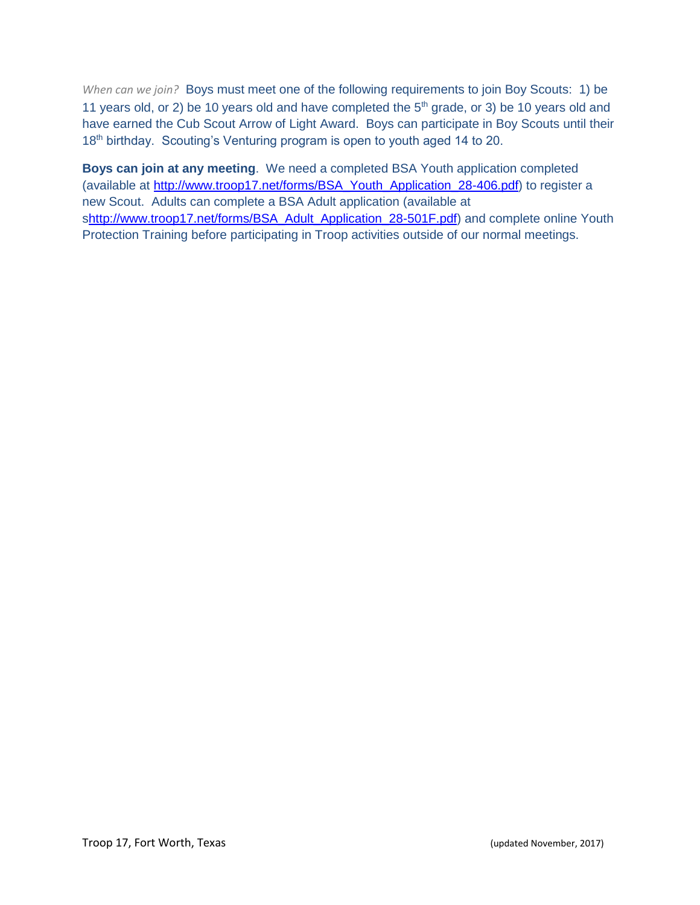*When can we join?* Boys must meet one of the following requirements to join Boy Scouts: 1) be 11 years old, or 2) be 10 years old and have completed the 5th grade, or 3) be 10 years old and have earned the Cub Scout Arrow of Light Award. Boys can participate in Boy Scouts until their 18th birthday. Scouting's Venturing program is open to youth aged 14 to 20.

**Boys can join at any meeting**. We need a completed BSA Youth application completed (available at http://www.troop17.net/forms/BSA_Youth_Application_28-406.pdf) to register a new Scout. Adults can complete a BSA Adult application (available at shttp://www.troop17.net/forms/BSA_Adult_Application_28-501F.pdf) and complete online Youth Protection Training before participating in Troop activities outside of our normal meetings.

Troop 17, Fort Worth, Texas (updated November, 2017)